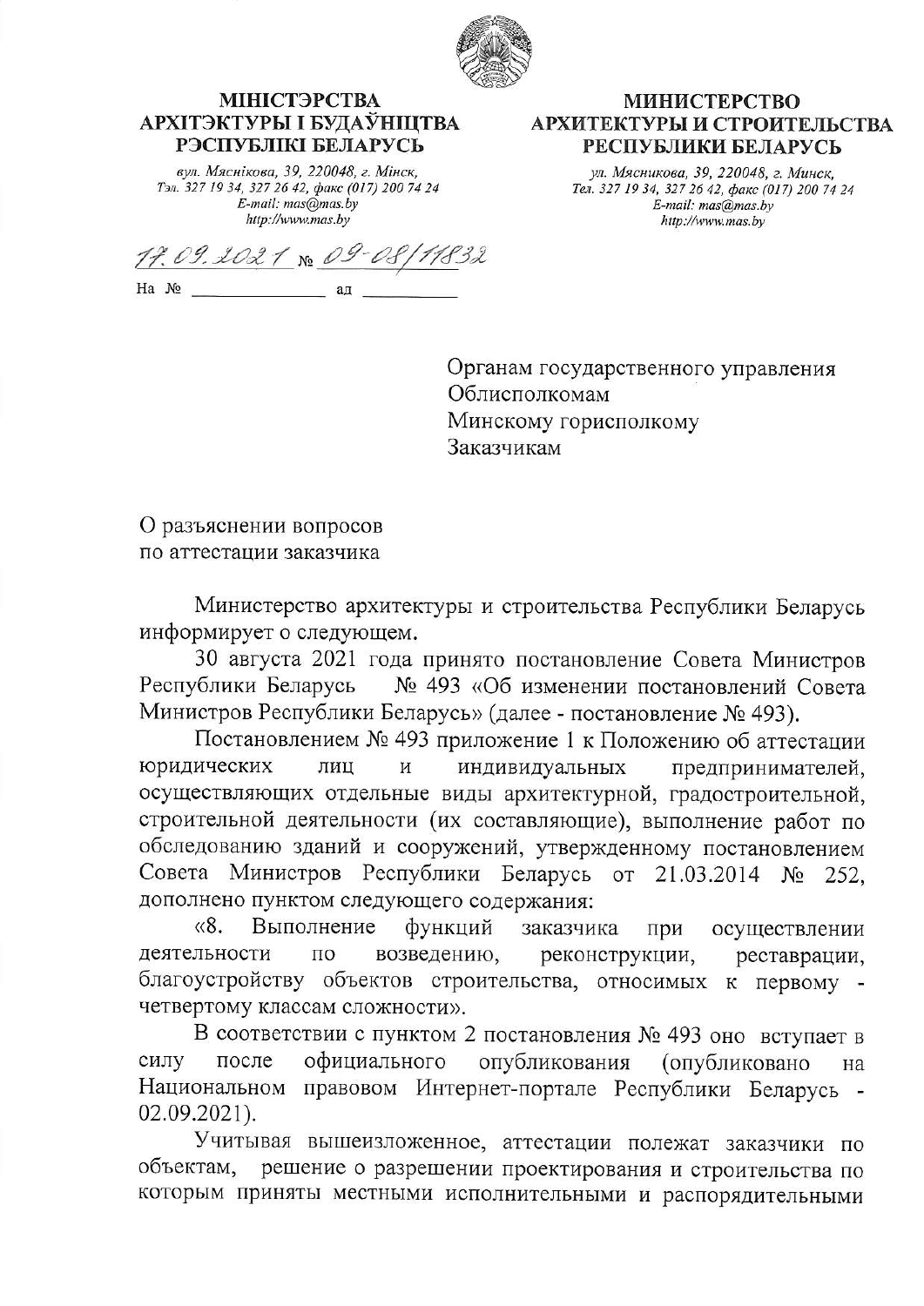**МІНІСТЭРСТВА АРХІТЭКТУРЫ І БУДАЎНІЦТВА РЭСПУБЛІКІ БЕЛАРУСЬ**

*вул. Мяснікова, 39, 220048, г. Мінск,*
*Тэл. 327 19 34, 327 26 42, факс (017) 200 74 24*
*E-mail: mas@mas.by*
*http://www.mas.by*

**МИНИСТЕРСТВО АРХИТЕКТУРЫ И СТРОИТЕЛЬСТВА РЕСПУБЛИКИ БЕЛАРУСЬ**

*ул. Мясникова, 39, 220048, г. Минск,*
*Тел. 327 19 34, 327 26 42, факс (017) 200 74 24*
*E-mail: mas@mas.by*
*http://www.mas.by*

17.09.2021 № 09-08/11832

На № ______________ ад __________

Органам государственного управления
Облисполкомам
Минскому горисполкому
Заказчикам

О разъяснении вопросов
по аттестации заказчика

Министерство архитектуры и строительства Республики Беларусь информирует о следующем.

30 августа 2021 года принято постановление Совета Министров Республики Беларусь № 493 «Об изменении постановлений Совета Министров Республики Беларусь» (далее - постановление № 493).

Постановлением № 493 приложение 1 к Положению об аттестации юридических лиц и индивидуальных предпринимателей, осуществляющих отдельные виды архитектурной, градостроительной, строительной деятельности (их составляющие), выполнение работ по обследованию зданий и сооружений, утвержденному постановлением Совета Министров Республики Беларусь от 21.03.2014 № 252, дополнено пунктом следующего содержания:

«8. Выполнение функций заказчика при осуществлении деятельности по возведению, реконструкции, реставрации, благоустройству объектов строительства, относимых к первому - четвертому классам сложности».

В соответствии с пунктом 2 постановления № 493 оно вступает в силу после официального опубликования (опубликовано на Национальном правовом Интернет-портале Республики Беларусь - 02.09.2021).

Учитывая вышеизложенное, аттестации полежат заказчики по объектам, решение о разрешении проектирования и строительства по которым приняты местными исполнительными и распорядительными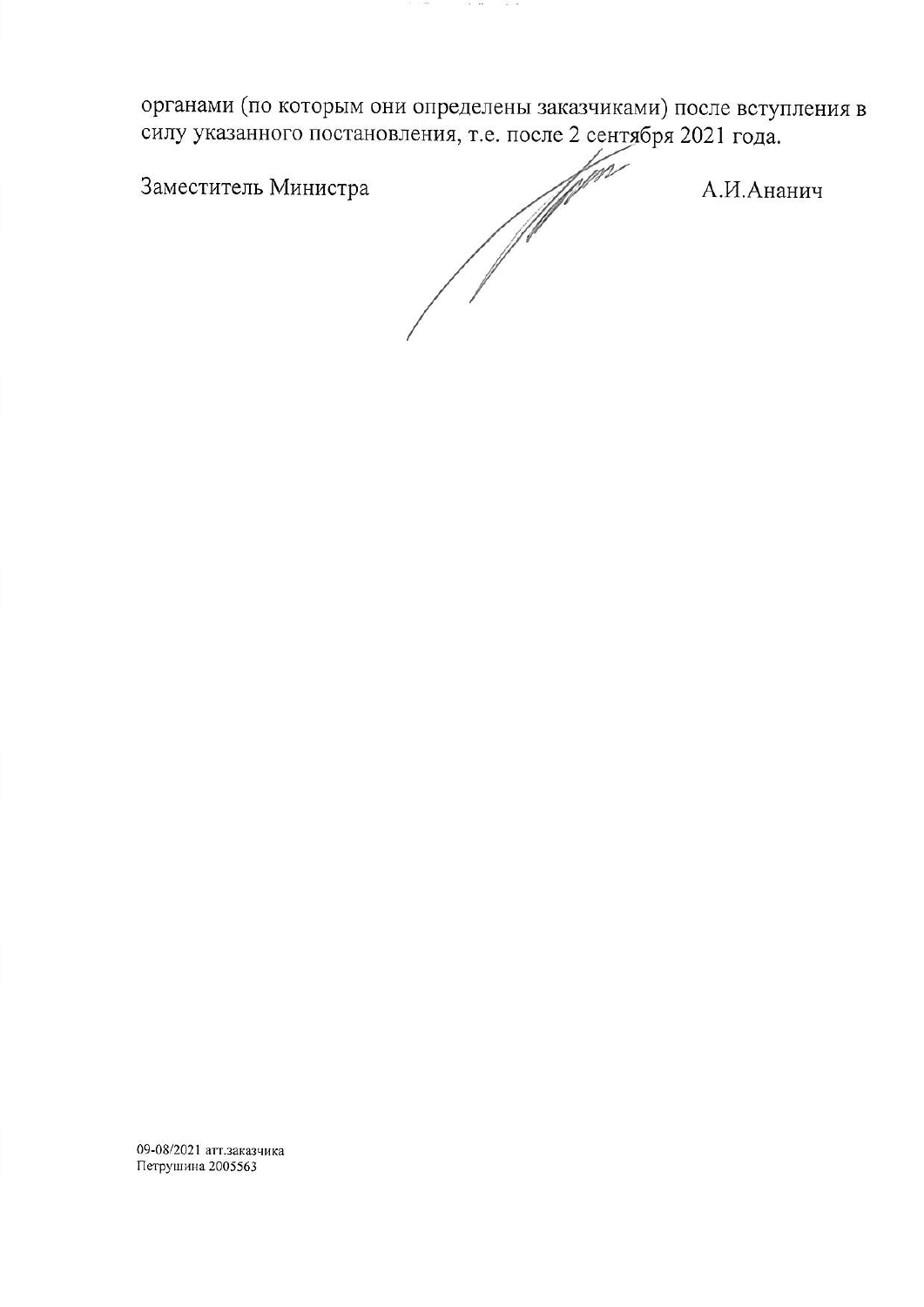органами (по которым они определены заказчиками) после вступления в силу указанного постановления, т.е. после 2 сентября 2021 года.

Заместитель Министра А.И.Ананич

09-08/2021 атт.заказчика
Петрушина 2005563